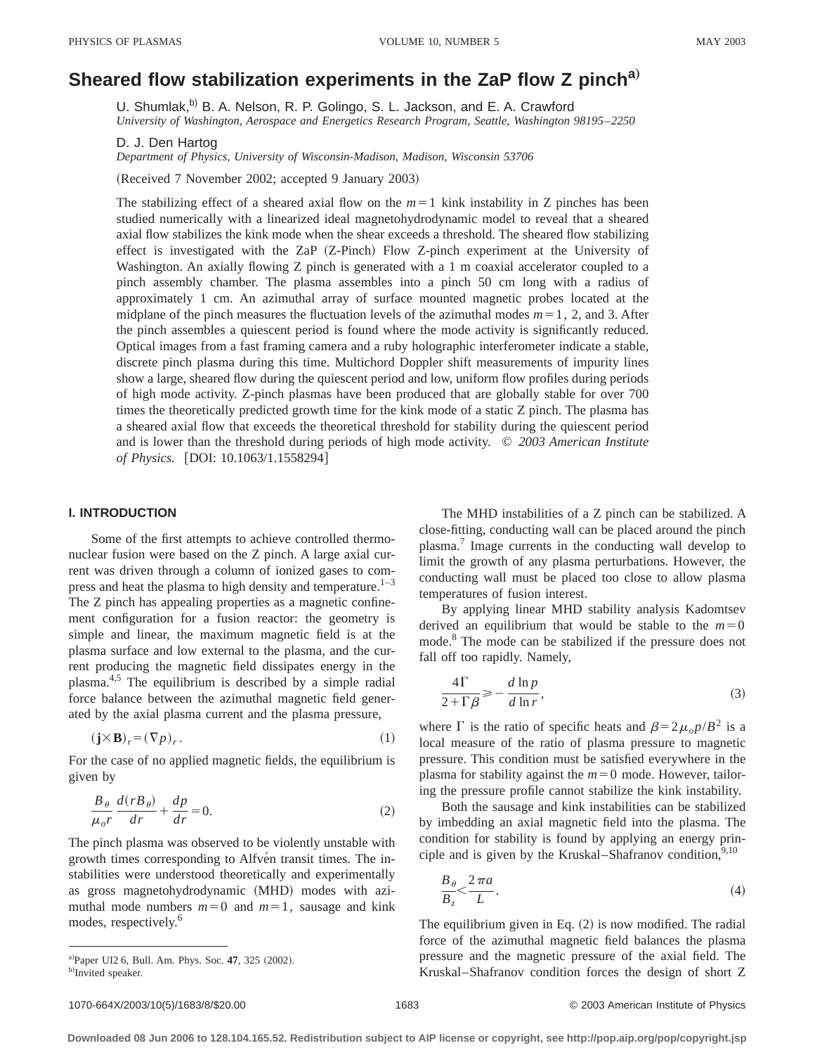# Sheared flow stabilization experiments in the ZaP flow Z pinch[a]

U. Shumlak,[b] B. A. Nelson, R. P. Golingo, S. L. Jackson, and E. A. Crawford
*University of Washington, Aerospace and Energetics Research Program, Seattle, Washington 98195–2250*

D. J. Den Hartog
*Department of Physics, University of Wisconsin-Madison, Madison, Wisconsin 53706*

(Received 7 November 2002; accepted 9 January 2003)

The stabilizing effect of a sheared axial flow on the $m=1$ kink instability in Z pinches has been studied numerically with a linearized ideal magnetohydrodynamic model to reveal that a sheared axial flow stabilizes the kink mode when the shear exceeds a threshold. The sheared flow stabilizing effect is investigated with the ZaP (Z-Pinch) Flow Z-pinch experiment at the University of Washington. An axially flowing Z pinch is generated with a 1 m coaxial accelerator coupled to a pinch assembly chamber. The plasma assembles into a pinch 50 cm long with a radius of approximately 1 cm. An azimuthal array of surface mounted magnetic probes located at the midplane of the pinch measures the fluctuation levels of the azimuthal modes $m=1$, 2, and 3. After the pinch assembles a quiescent period is found where the mode activity is significantly reduced. Optical images from a fast framing camera and a ruby holographic interferometer indicate a stable, discrete pinch plasma during this time. Multichord Doppler shift measurements of impurity lines show a large, sheared flow during the quiescent period and low, uniform flow profiles during periods of high mode activity. Z-pinch plasmas have been produced that are globally stable for over 700 times the theoretically predicted growth time for the kink mode of a static Z pinch. The plasma has a sheared axial flow that exceeds the theoretical threshold for stability during the quiescent period and is lower than the threshold during periods of high mode activity. © *2003 American Institute of Physics.* [DOI: 10.1063/1.1558294]

## I. INTRODUCTION

Some of the first attempts to achieve controlled thermonuclear fusion were based on the Z pinch. A large axial current was driven through a column of ionized gases to compress and heat the plasma to high density and temperature.[1–3] The Z pinch has appealing properties as a magnetic confinement configuration for a fusion reactor: the geometry is simple and linear, the maximum magnetic field is at the plasma surface and low external to the plasma, and the current producing the magnetic field dissipates energy in the plasma.[4,5] The equilibrium is described by a simple radial force balance between the azimuthal magnetic field generated by the axial plasma current and the plasma pressure,

$$(\mathbf{j}\times\mathbf{B})_r=(\nabla p)_r. \tag{1}$$

For the case of no applied magnetic fields, the equilibrium is given by

$$\frac{B_\theta}{\mu_o r}\frac{d(rB_\theta)}{dr}+\frac{dp}{dr}=0. \tag{2}$$

The pinch plasma was observed to be violently unstable with growth times corresponding to Alfvén transit times. The instabilities were understood theoretically and experimentally as gross magnetohydrodynamic (MHD) modes with azimuthal mode numbers $m=0$ and $m=1$, sausage and kink modes, respectively.[6]

The MHD instabilities of a Z pinch can be stabilized. A close-fitting, conducting wall can be placed around the pinch plasma.[7] Image currents in the conducting wall develop to limit the growth of any plasma perturbations. However, the conducting wall must be placed too close to allow plasma temperatures of fusion interest.

By applying linear MHD stability analysis Kadomtsev derived an equilibrium that would be stable to the $m=0$ mode.[8] The mode can be stabilized if the pressure does not fall off too rapidly. Namely,

$$\frac{4\Gamma}{2+\Gamma\beta}\geqslant-\frac{d\ln p}{d\ln r}, \tag{3}$$

where $\Gamma$ is the ratio of specific heats and $\beta=2\mu_o p/B^2$ is a local measure of the ratio of plasma pressure to magnetic pressure. This condition must be satisfied everywhere in the plasma for stability against the $m=0$ mode. However, tailoring the pressure profile cannot stabilize the kink instability.

Both the sausage and kink instabilities can be stabilized by imbedding an axial magnetic field into the plasma. The condition for stability is found by applying an energy principle and is given by the Kruskal–Shafranov condition,[9,10]

$$\frac{B_\theta}{B_z}<\frac{2\pi a}{L}. \tag{4}$$

The equilibrium given in Eq. (2) is now modified. The radial force of the azimuthal magnetic field balances the plasma pressure and the magnetic pressure of the axial field. The Kruskal–Shafranov condition forces the design of short Z

[a] Paper UI2 6, Bull. Am. Phys. Soc. **47**, 325 (2002).
[b] Invited speaker.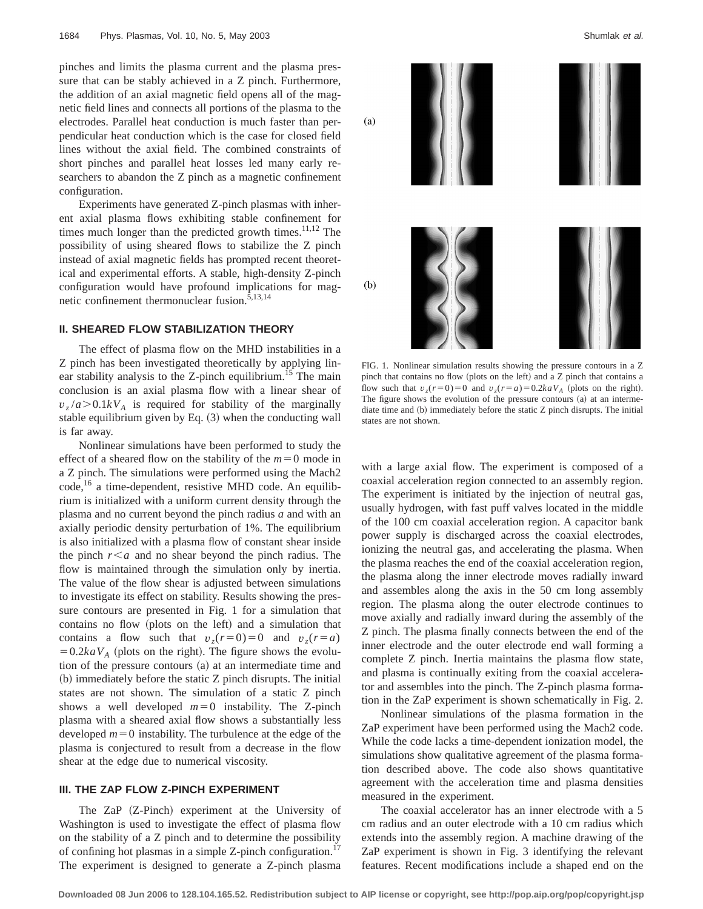pinches and limits the plasma current and the plasma pressure that can be stably achieved in a Z pinch. Furthermore, the addition of an axial magnetic field opens all of the magnetic field lines and connects all portions of the plasma to the electrodes. Parallel heat conduction is much faster than perpendicular heat conduction which is the case for closed field lines without the axial field. The combined constraints of short pinches and parallel heat losses led many early researchers to abandon the Z pinch as a magnetic confinement configuration.

Experiments have generated Z-pinch plasmas with inherent axial plasma flows exhibiting stable confinement for times much longer than the predicted growth times.[11,12] The possibility of using sheared flows to stabilize the Z pinch instead of axial magnetic fields has prompted recent theoretical and experimental efforts. A stable, high-density Z-pinch configuration would have profound implications for magnetic confinement thermonuclear fusion.[5,13,14]

## II. SHEARED FLOW STABILIZATION THEORY

The effect of plasma flow on the MHD instabilities in a Z pinch has been investigated theoretically by applying linear stability analysis to the Z-pinch equilibrium.[15] The main conclusion is an axial plasma flow with a linear shear of $v_z/a > 0.1kV_A$ is required for stability of the marginally stable equilibrium given by Eq. (3) when the conducting wall is far away.

Nonlinear simulations have been performed to study the effect of a sheared flow on the stability of the $m=0$ mode in a Z pinch. The simulations were performed using the Mach2 code,[16] a time-dependent, resistive MHD code. An equilibrium is initialized with a uniform current density through the plasma and no current beyond the pinch radius $a$ and with an axially periodic density perturbation of 1%. The equilibrium is also initialized with a plasma flow of constant shear inside the pinch $r<a$ and no shear beyond the pinch radius. The flow is maintained through the simulation only by inertia. The value of the flow shear is adjusted between simulations to investigate its effect on stability. Results showing the pressure contours are presented in Fig. 1 for a simulation that contains no flow (plots on the left) and a simulation that contains a flow such that $v_z(r=0)=0$ and $v_z(r=a)=0.2kaV_A$ (plots on the right). The figure shows the evolution of the pressure contours (a) at an intermediate time and (b) immediately before the static Z pinch disrupts. The initial states are not shown. The simulation of a static Z pinch shows a well developed $m=0$ instability. The Z-pinch plasma with a sheared axial flow shows a substantially less developed $m=0$ instability. The turbulence at the edge of the plasma is conjectured to result from a decrease in the flow shear at the edge due to numerical viscosity.

FIG. 1. Nonlinear simulation results showing the pressure contours in a Z pinch that contains no flow (plots on the left) and a Z pinch that contains a flow such that $v_z(r=0)=0$ and $v_z(r=a)=0.2kaV_A$ (plots on the right). The figure shows the evolution of the pressure contours (a) at an intermediate time and (b) immediately before the static Z pinch disrupts. The initial states are not shown.

## III. THE ZAP FLOW Z-PINCH EXPERIMENT

The ZaP (Z-Pinch) experiment at the University of Washington is used to investigate the effect of plasma flow on the stability of a Z pinch and to determine the possibility of confining hot plasmas in a simple Z-pinch configuration.[17] The experiment is designed to generate a Z-pinch plasma with a large axial flow. The experiment is composed of a coaxial acceleration region connected to an assembly region. The experiment is initiated by the injection of neutral gas, usually hydrogen, with fast puff valves located in the middle of the 100 cm coaxial acceleration region. A capacitor bank power supply is discharged across the coaxial electrodes, ionizing the neutral gas, and accelerating the plasma. When the plasma reaches the end of the coaxial acceleration region, the plasma along the inner electrode moves radially inward and assembles along the axis in the 50 cm long assembly region. The plasma along the outer electrode continues to move axially and radially inward during the assembly of the Z pinch. The plasma finally connects between the end of the inner electrode and the outer electrode end wall forming a complete Z pinch. Inertia maintains the plasma flow state, and plasma is continually exiting from the coaxial accelerator and assembles into the pinch. The Z-pinch plasma formation in the ZaP experiment is shown schematically in Fig. 2.

Nonlinear simulations of the plasma formation in the ZaP experiment have been performed using the Mach2 code. While the code lacks a time-dependent ionization model, the simulations show qualitative agreement of the plasma formation described above. The code also shows quantitative agreement with the acceleration time and plasma densities measured in the experiment.

The coaxial accelerator has an inner electrode with a 5 cm radius and an outer electrode with a 10 cm radius which extends into the assembly region. A machine drawing of the ZaP experiment is shown in Fig. 3 identifying the relevant features. Recent modifications include a shaped end on the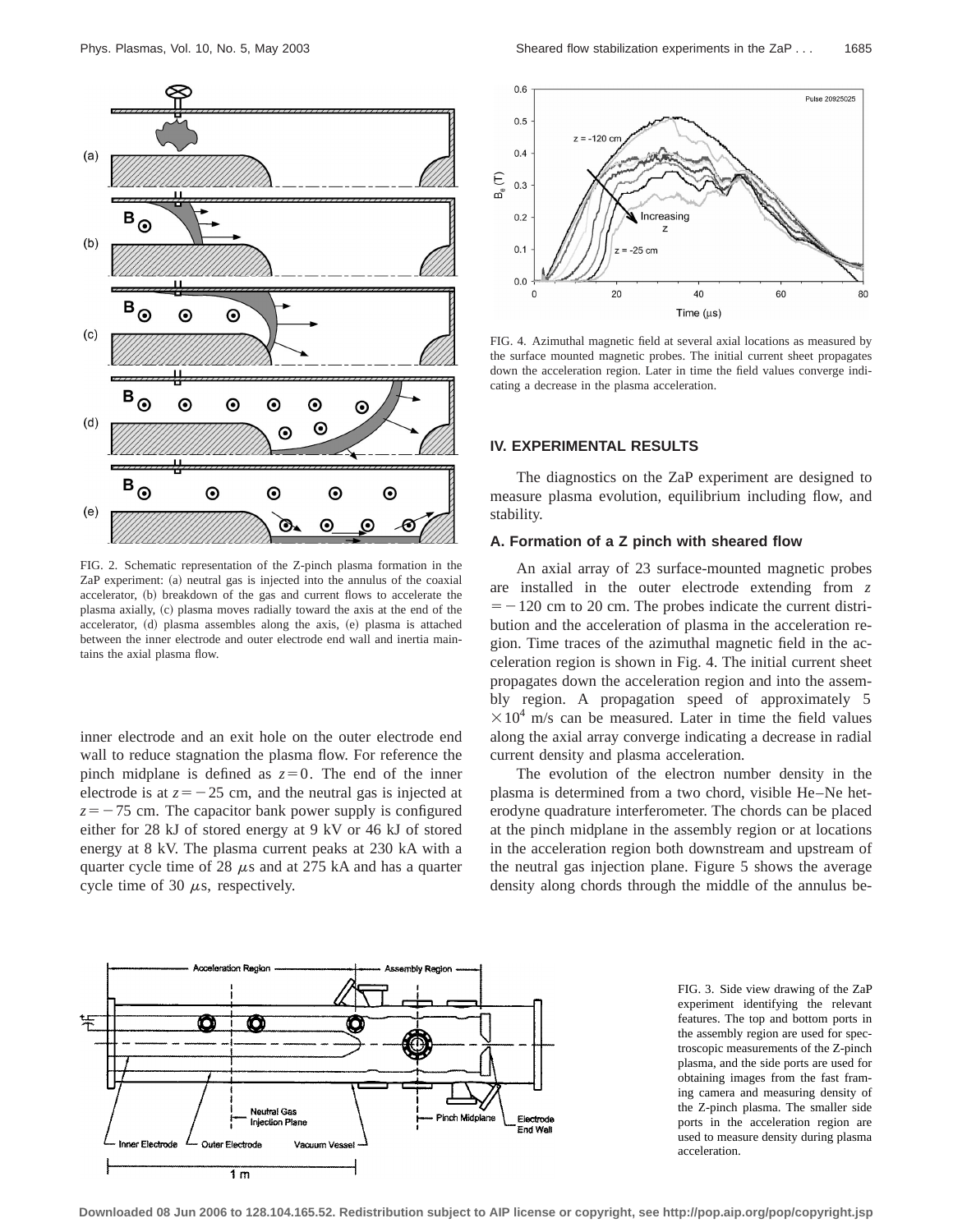FIG. 2. Schematic representation of the Z-pinch plasma formation in the ZaP experiment: (a) neutral gas is injected into the annulus of the coaxial accelerator, (b) breakdown of the gas and current flows to accelerate the plasma axially, (c) plasma moves radially toward the axis at the end of the accelerator, (d) plasma assembles along the axis, (e) plasma is attached between the inner electrode and outer electrode end wall and inertia maintains the axial plasma flow.

inner electrode and an exit hole on the outer electrode end wall to reduce stagnation the plasma flow. For reference the pinch midplane is defined as $z=0$. The end of the inner electrode is at $z=-25$ cm, and the neutral gas is injected at $z=-75$ cm. The capacitor bank power supply is configured either for 28 kJ of stored energy at 9 kV or 46 kJ of stored energy at 8 kV. The plasma current peaks at 230 kA with a quarter cycle time of 28 $\mu$s and at 275 kA and has a quarter cycle time of 30 $\mu$s, respectively.

FIG. 4. Azimuthal magnetic field at several axial locations as measured by the surface mounted magnetic probes. The initial current sheet propagates down the acceleration region. Later in time the field values converge indicating a decrease in the plasma acceleration.

## IV. EXPERIMENTAL RESULTS

The diagnostics on the ZaP experiment are designed to measure plasma evolution, equilibrium including flow, and stability.

### A. Formation of a Z pinch with sheared flow

An axial array of 23 surface-mounted magnetic probes are installed in the outer electrode extending from $z=-120$ cm to 20 cm. The probes indicate the current distribution and the acceleration of plasma in the acceleration region. Time traces of the azimuthal magnetic field in the acceleration region is shown in Fig. 4. The initial current sheet propagates down the acceleration region and into the assembly region. A propagation speed of approximately $5\times10^{4}$ m/s can be measured. Later in time the field values along the axial array converge indicating a decrease in radial current density and plasma acceleration.

The evolution of the electron number density in the plasma is determined from a two chord, visible He–Ne heterodyne quadrature interferometer. The chords can be placed at the pinch midplane in the assembly region or at locations in the acceleration region both downstream and upstream of the neutral gas injection plane. Figure 5 shows the average density along chords through the middle of the annulus be-

FIG. 3. Side view drawing of the ZaP experiment identifying the relevant features. The top and bottom ports in the assembly region are used for spectroscopic measurements of the Z-pinch plasma, and the side ports are used for obtaining images from the fast framing camera and measuring density of the Z-pinch plasma. The smaller side ports in the acceleration region are used to measure density during plasma acceleration.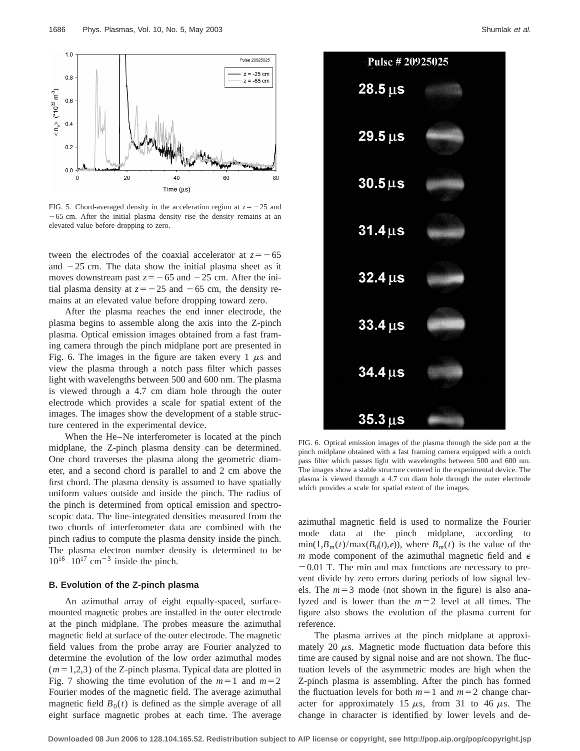FIG. 5. Chord-averaged density in the acceleration region at $z=-25$ and $-65$ cm. After the initial plasma density rise the density remains at an elevated value before dropping to zero.

tween the electrodes of the coaxial accelerator at $z=-65$ and $-25$ cm. The data show the initial plasma sheet as it moves downstream past $z=-65$ and $-25$ cm. After the initial plasma density at $z=-25$ and $-65$ cm, the density remains at an elevated value before dropping toward zero.

After the plasma reaches the end inner electrode, the plasma begins to assemble along the axis into the Z-pinch plasma. Optical emission images obtained from a fast framing camera through the pinch midplane port are presented in Fig. 6. The images in the figure are taken every 1 $\mu$s and view the plasma through a notch pass filter which passes light with wavelengths between 500 and 600 nm. The plasma is viewed through a 4.7 cm diam hole through the outer electrode which provides a scale for spatial extent of the images. The images show the development of a stable structure centered in the experimental device.

When the He–Ne interferometer is located at the pinch midplane, the Z-pinch plasma density can be determined. One chord traverses the plasma along the geometric diameter, and a second chord is parallel to and 2 cm above the first chord. The plasma density is assumed to have spatially uniform values outside and inside the pinch. The radius of the pinch is determined from optical emission and spectroscopic data. The line-integrated densities measured from the two chords of interferometer data are combined with the pinch radius to compute the plasma density inside the pinch. The plasma electron number density is determined to be $10^{16}$–$10^{17}$ cm$^{-3}$ inside the pinch.

FIG. 6. Optical emission images of the plasma through the side port at the pinch midplane obtained with a fast framing camera equipped with a notch pass filter which passes light with wavelengths between 500 and 600 nm. The images show a stable structure centered in the experimental device. The plasma is viewed through a 4.7 cm diam hole through the outer electrode which provides a scale for spatial extent of the images.

### B. Evolution of the Z-pinch plasma

An azimuthal array of eight equally-spaced, surface-mounted magnetic probes are installed in the outer electrode at the pinch midplane. The probes measure the azimuthal magnetic field at surface of the outer electrode. The magnetic field values from the probe array are Fourier analyzed to determine the evolution of the low order azimuthal modes ($m=1,2,3$) of the Z-pinch plasma. Typical data are plotted in Fig. 7 showing the time evolution of the $m=1$ and $m=2$ Fourier modes of the magnetic field. The average azimuthal magnetic field $B_0(t)$ is defined as the simple average of all eight surface magnetic probes at each time. The average azimuthal magnetic field is used to normalize the Fourier mode data at the pinch midplane, according to $\min(1,B_m(t)/\max(B_0(t),\epsilon))$, where $B_m(t)$ is the value of the $m$ mode component of the azimuthal magnetic field and $\epsilon=0.01$ T. The min and max functions are necessary to prevent divide by zero errors during periods of low signal levels. The $m=3$ mode (not shown in the figure) is also analyzed and is lower than the $m=2$ level at all times. The figure also shows the evolution of the plasma current for reference.

The plasma arrives at the pinch midplane at approximately 20 $\mu$s. Magnetic mode fluctuation data before this time are caused by signal noise and are not shown. The fluctuation levels of the asymmetric modes are high when the Z-pinch plasma is assembling. After the pinch has formed the fluctuation levels for both $m=1$ and $m=2$ change character for approximately 15 $\mu$s, from 31 to 46 $\mu$s. The change in character is identified by lower levels and de-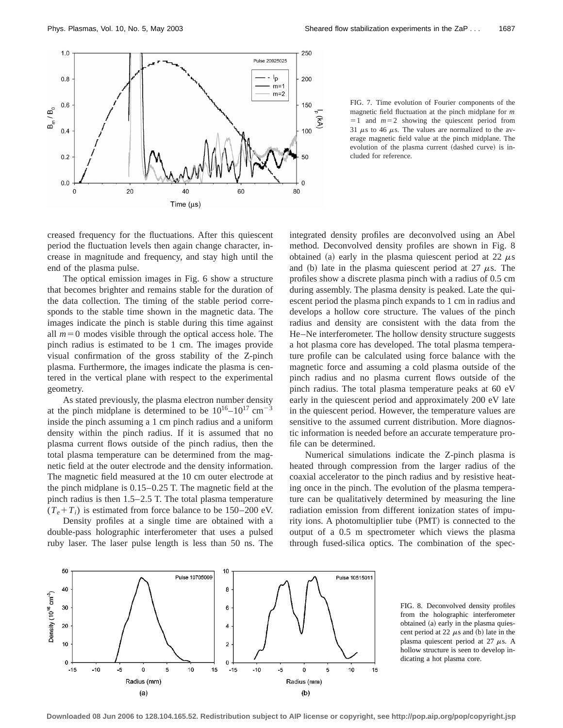FIG. 7. Time evolution of Fourier components of the magnetic field fluctuation at the pinch midplane for $m=1$ and $m=2$ showing the quiescent period from 31 $\mu$s to 46 $\mu$s. The values are normalized to the average magnetic field value at the pinch midplane. The evolution of the plasma current (dashed curve) is included for reference.

creased frequency for the fluctuations. After this quiescent period the fluctuation levels then again change character, increase in magnitude and frequency, and stay high until the end of the plasma pulse.

The optical emission images in Fig. 6 show a structure that becomes brighter and remains stable for the duration of the data collection. The timing of the stable period corresponds to the stable time shown in the magnetic data. The images indicate the pinch is stable during this time against all $m=0$ modes visible through the optical access hole. The pinch radius is estimated to be 1 cm. The images provide visual confirmation of the gross stability of the Z-pinch plasma. Furthermore, the images indicate the plasma is centered in the vertical plane with respect to the experimental geometry.

As stated previously, the plasma electron number density at the pinch midplane is determined to be $10^{16}$–$10^{17}$ cm$^{-3}$ inside the pinch assuming a 1 cm pinch radius and a uniform density within the pinch radius. If it is assumed that no plasma current flows outside of the pinch radius, then the total plasma temperature can be determined from the magnetic field at the outer electrode and the density information. The magnetic field measured at the 10 cm outer electrode at the pinch midplane is 0.15–0.25 T. The magnetic field at the pinch radius is then 1.5–2.5 T. The total plasma temperature $(T_e+T_i)$ is estimated from force balance to be 150–200 eV.

Density profiles at a single time are obtained with a double-pass holographic interferometer that uses a pulsed ruby laser. The laser pulse length is less than 50 ns. The integrated density profiles are deconvolved using an Abel method. Deconvolved density profiles are shown in Fig. 8 obtained (a) early in the plasma quiescent period at 22 $\mu$s and (b) late in the plasma quiescent period at 27 $\mu$s. The profiles show a discrete plasma pinch with a radius of 0.5 cm during assembly. The plasma density is peaked. Late the quiescent period the plasma pinch expands to 1 cm in radius and develops a hollow core structure. The values of the pinch radius and density are consistent with the data from the He–Ne interferometer. The hollow density structure suggests a hot plasma core has developed. The total plasma temperature profile can be calculated using force balance with the magnetic force and assuming a cold plasma outside of the pinch radius and no plasma current flows outside of the pinch radius. The total plasma temperature peaks at 60 eV early in the quiescent period and approximately 200 eV late in the quiescent period. However, the temperature values are sensitive to the assumed current distribution. More diagnostic information is needed before an accurate temperature profile can be determined.

Numerical simulations indicate the Z-pinch plasma is heated through compression from the larger radius of the coaxial accelerator to the pinch radius and by resistive heating once in the pinch. The evolution of the plasma temperature can be qualitatively determined by measuring the line radiation emission from different ionization states of impurity ions. A photomultiplier tube (PMT) is connected to the output of a 0.5 m spectrometer which views the plasma through fused-silica optics. The combination of the spec-

FIG. 8. Deconvolved density profiles from the holographic interferometer obtained (a) early in the plasma quiescent period at 22 $\mu$s and (b) late in the plasma quiescent period at 27 $\mu$s. A hollow structure is seen to develop indicating a hot plasma core.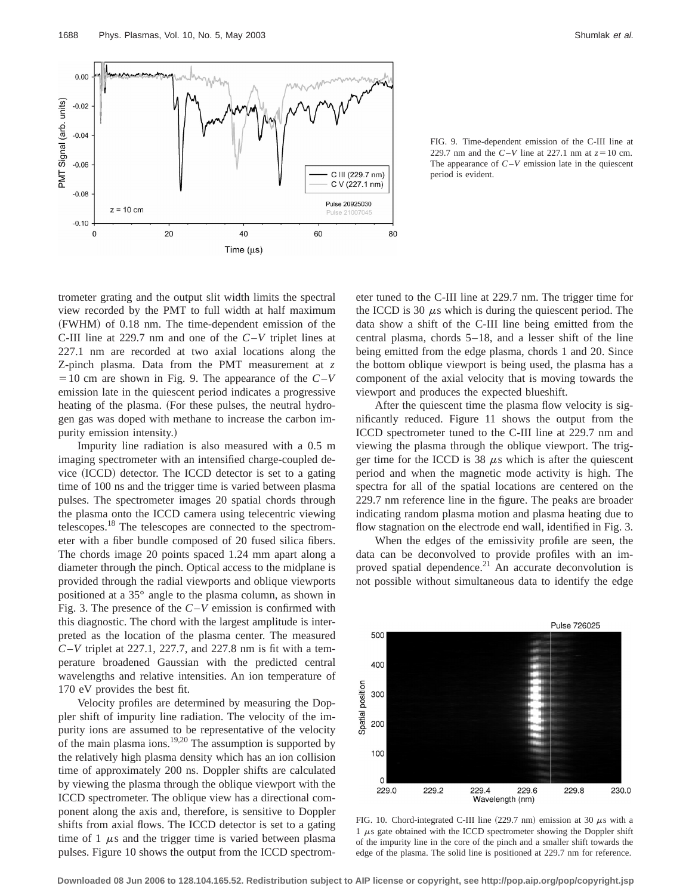FIG. 9. Time-dependent emission of the C-III line at 229.7 nm and the $C-V$ line at 227.1 nm at $z = 10$ cm. The appearance of $C-V$ emission late in the quiescent period is evident.

trometer grating and the output slit width limits the spectral view recorded by the PMT to full width at half maximum (FWHM) of 0.18 nm. The time-dependent emission of the C-III line at 229.7 nm and one of the $C-V$ triplet lines at 227.1 nm are recorded at two axial locations along the Z-pinch plasma. Data from the PMT measurement at $z = 10$ cm are shown in Fig. 9. The appearance of the $C-V$ emission late in the quiescent period indicates a progressive heating of the plasma. (For these pulses, the neutral hydrogen gas was doped with methane to increase the carbon impurity emission intensity.)

Impurity line radiation is also measured with a 0.5 m imaging spectrometer with an intensified charge-coupled device (ICCD) detector. The ICCD detector is set to a gating time of 100 ns and the trigger time is varied between plasma pulses. The spectrometer images 20 spatial chords through the plasma onto the ICCD camera using telecentric viewing telescopes.[18] The telescopes are connected to the spectrometer with a fiber bundle composed of 20 fused silica fibers. The chords image 20 points spaced 1.24 mm apart along a diameter through the pinch. Optical access to the midplane is provided through the radial viewports and oblique viewports positioned at a 35° angle to the plasma column, as shown in Fig. 3. The presence of the $C-V$ emission is confirmed with this diagnostic. The chord with the largest amplitude is interpreted as the location of the plasma center. The measured $C-V$ triplet at 227.1, 227.7, and 227.8 nm is fit with a temperature broadened Gaussian with the predicted central wavelengths and relative intensities. An ion temperature of 170 eV provides the best fit.

Velocity profiles are determined by measuring the Doppler shift of impurity line radiation. The velocity of the impurity ions are assumed to be representative of the velocity of the main plasma ions.[19,20] The assumption is supported by the relatively high plasma density which has an ion collision time of approximately 200 ns. Doppler shifts are calculated by viewing the plasma through the oblique viewport with the ICCD spectrometer. The oblique view has a directional component along the axis and, therefore, is sensitive to Doppler shifts from axial flows. The ICCD detector is set to a gating time of 1 $\mu$s and the trigger time is varied between plasma pulses. Figure 10 shows the output from the ICCD spectrometer tuned to the C-III line at 229.7 nm. The trigger time for the ICCD is 30 $\mu$s which is during the quiescent period. The data show a shift of the C-III line being emitted from the central plasma, chords 5–18, and a lesser shift of the line being emitted from the edge plasma, chords 1 and 20. Since the bottom oblique viewport is being used, the plasma has a component of the axial velocity that is moving towards the viewport and produces the expected blueshift.

After the quiescent time the plasma flow velocity is significantly reduced. Figure 11 shows the output from the ICCD spectrometer tuned to the C-III line at 229.7 nm and viewing the plasma through the oblique viewport. The trigger time for the ICCD is 38 $\mu$s which is after the quiescent period and when the magnetic mode activity is high. The spectra for all of the spatial locations are centered on the 229.7 nm reference line in the figure. The peaks are broader indicating random plasma motion and plasma heating due to flow stagnation on the electrode end wall, identified in Fig. 3.

When the edges of the emissivity profile are seen, the data can be deconvolved to provide profiles with an improved spatial dependence.[21] An accurate deconvolution is not possible without simultaneous data to identify the edge

FIG. 10. Chord-integrated C-III line (229.7 nm) emission at 30 $\mu$s with a 1 $\mu$s gate obtained with the ICCD spectrometer showing the Doppler shift of the impurity line in the core of the pinch and a smaller shift towards the edge of the plasma. The solid line is positioned at 229.7 nm for reference.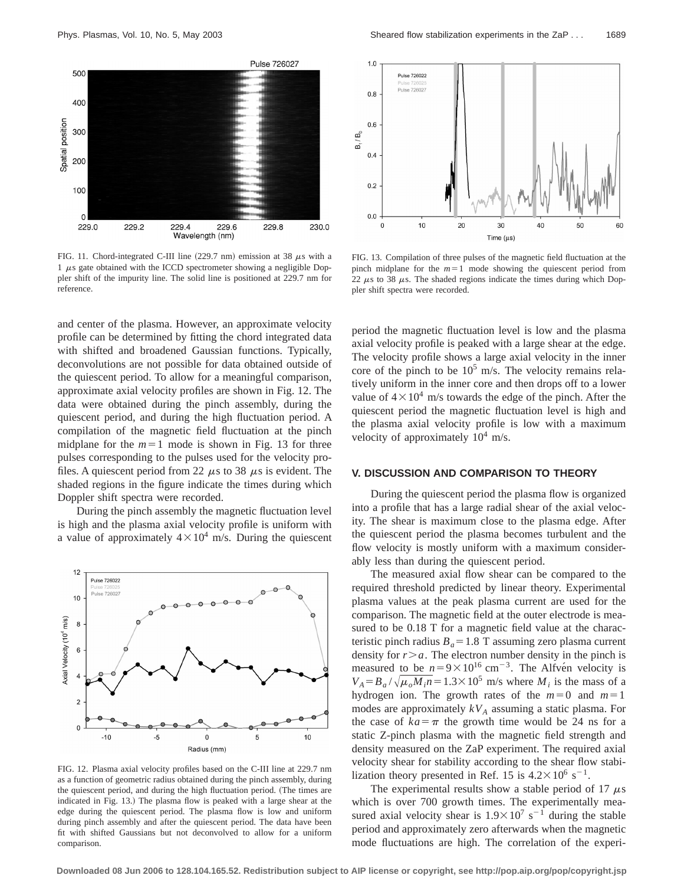FIG. 11. Chord-integrated C-III line (229.7 nm) emission at 38 $\mu$s with a 1 $\mu$s gate obtained with the ICCD spectrometer showing a negligible Doppler shift of the impurity line. The solid line is positioned at 229.7 nm for reference.

FIG. 13. Compilation of three pulses of the magnetic field fluctuation at the pinch midplane for the $m=1$ mode showing the quiescent period from 22 $\mu$s to 38 $\mu$s. The shaded regions indicate the times during which Doppler shift spectra were recorded.

and center of the plasma. However, an approximate velocity profile can be determined by fitting the chord integrated data with shifted and broadened Gaussian functions. Typically, deconvolutions are not possible for data obtained outside of the quiescent period. To allow for a meaningful comparison, approximate axial velocity profiles are shown in Fig. 12. The data were obtained during the pinch assembly, during the quiescent period, and during the high fluctuation period. A compilation of the magnetic field fluctuation at the pinch midplane for the $m=1$ mode is shown in Fig. 13 for three pulses corresponding to the pulses used for the velocity profiles. A quiescent period from 22 $\mu$s to 38 $\mu$s is evident. The shaded regions in the figure indicate the times during which Doppler shift spectra were recorded.

During the pinch assembly the magnetic fluctuation level is high and the plasma axial velocity profile is uniform with a value of approximately $4\times10^4$ m/s. During the quiescent period the magnetic fluctuation level is low and the plasma axial velocity profile is peaked with a large shear at the edge. The velocity profile shows a large axial velocity in the inner core of the pinch to be $10^5$ m/s. The velocity remains relatively uniform in the inner core and then drops off to a lower value of $4\times10^4$ m/s towards the edge of the pinch. After the quiescent period the magnetic fluctuation level is high and the plasma axial velocity profile is low with a maximum velocity of approximately $10^4$ m/s.

FIG. 12. Plasma axial velocity profiles based on the C-III line at 229.7 nm as a function of geometric radius obtained during the pinch assembly, during the quiescent period, and during the high fluctuation period. (The times are indicated in Fig. 13.) The plasma flow is peaked with a large shear at the edge during the quiescent period. The plasma flow is low and uniform during pinch assembly and after the quiescent period. The data have been fit with shifted Gaussians but not deconvolved to allow for a uniform comparison.

## V. DISCUSSION AND COMPARISON TO THEORY

During the quiescent period the plasma flow is organized into a profile that has a large radial shear of the axial velocity. The shear is maximum close to the plasma edge. After the quiescent period the plasma becomes turbulent and the flow velocity is mostly uniform with a maximum considerably less than during the quiescent period.

The measured axial flow shear can be compared to the required threshold predicted by linear theory. Experimental plasma values at the peak plasma current are used for the comparison. The magnetic field at the outer electrode is measured to be 0.18 T for a magnetic field value at the characteristic pinch radius $B_a = 1.8$ T assuming zero plasma current density for $r>a$. The electron number density in the pinch is measured to be $n=9\times10^{16}$ cm$^{-3}$. The Alfvén velocity is $V_A = B_a/\sqrt{\mu_o M_i n} = 1.3\times10^5$ m/s where $M_i$ is the mass of a hydrogen ion. The growth rates of the $m=0$ and $m=1$ modes are approximately $kV_A$ assuming a static plasma. For the case of $ka=\pi$ the growth time would be 24 ns for a static Z-pinch plasma with the magnetic field strength and density measured on the ZaP experiment. The required axial velocity shear for stability according to the shear flow stabilization theory presented in Ref. 15 is $4.2\times10^6$ s$^{-1}$.

The experimental results show a stable period of 17 $\mu$s which is over 700 growth times. The experimentally measured axial velocity shear is $1.9\times10^7$ s$^{-1}$ during the stable period and approximately zero afterwards when the magnetic mode fluctuations are high. The correlation of the experi-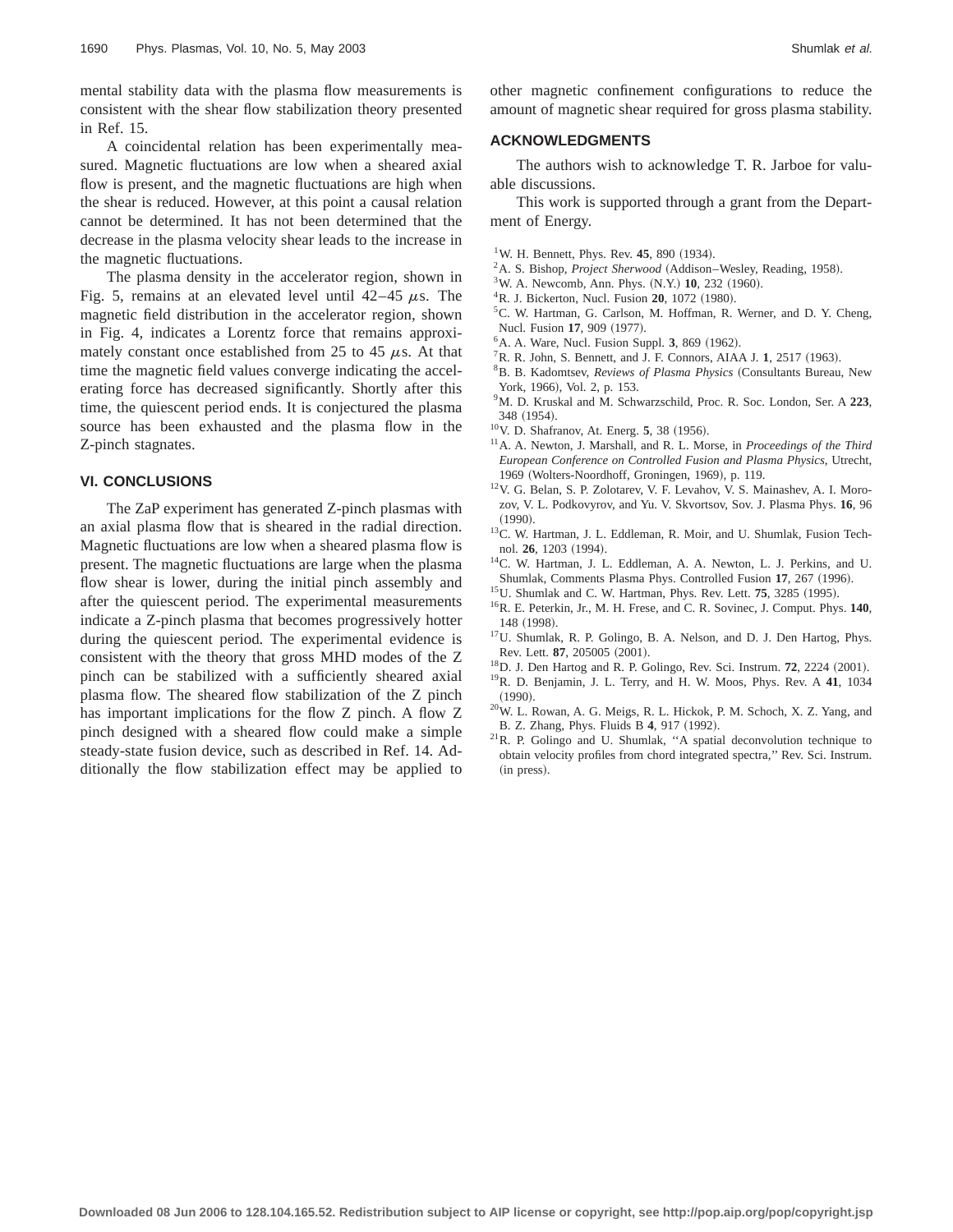mental stability data with the plasma flow measurements is consistent with the shear flow stabilization theory presented in Ref. 15.

A coincidental relation has been experimentally measured. Magnetic fluctuations are low when a sheared axial flow is present, and the magnetic fluctuations are high when the shear is reduced. However, at this point a causal relation cannot be determined. It has not been determined that the decrease in the plasma velocity shear leads to the increase in the magnetic fluctuations.

The plasma density in the accelerator region, shown in Fig. 5, remains at an elevated level until 42–45 $\mu$s. The magnetic field distribution in the accelerator region, shown in Fig. 4, indicates a Lorentz force that remains approximately constant once established from 25 to 45 $\mu$s. At that time the magnetic field values converge indicating the accelerating force has decreased significantly. Shortly after this time, the quiescent period ends. It is conjectured the plasma source has been exhausted and the plasma flow in the Z-pinch stagnates.

## VI. CONCLUSIONS

The ZaP experiment has generated Z-pinch plasmas with an axial plasma flow that is sheared in the radial direction. Magnetic fluctuations are low when a sheared plasma flow is present. The magnetic fluctuations are large when the plasma flow shear is lower, during the initial pinch assembly and after the quiescent period. The experimental measurements indicate a Z-pinch plasma that becomes progressively hotter during the quiescent period. The experimental evidence is consistent with the theory that gross MHD modes of the Z pinch can be stabilized with a sufficiently sheared axial plasma flow. The sheared flow stabilization of the Z pinch has important implications for the flow Z pinch. A flow Z pinch designed with a sheared flow could make a simple steady-state fusion device, such as described in Ref. 14. Additionally the flow stabilization effect may be applied to other magnetic confinement configurations to reduce the amount of magnetic shear required for gross plasma stability.

## ACKNOWLEDGMENTS

The authors wish to acknowledge T. R. Jarboe for valuable discussions.

This work is supported through a grant from the Department of Energy.

[1] W. H. Bennett, Phys. Rev. **45**, 890 (1934).
[2] A. S. Bishop, *Project Sherwood* (Addison–Wesley, Reading, 1958).
[3] W. A. Newcomb, Ann. Phys. (N.Y.) **10**, 232 (1960).
[4] R. J. Bickerton, Nucl. Fusion **20**, 1072 (1980).
[5] C. W. Hartman, G. Carlson, M. Hoffman, R. Werner, and D. Y. Cheng, Nucl. Fusion **17**, 909 (1977).
[6] A. A. Ware, Nucl. Fusion Suppl. **3**, 869 (1962).
[7] R. R. John, S. Bennett, and J. F. Connors, AIAA J. **1**, 2517 (1963).
[8] B. B. Kadomtsev, *Reviews of Plasma Physics* (Consultants Bureau, New York, 1966), Vol. 2, p. 153.
[9] M. D. Kruskal and M. Schwarzschild, Proc. R. Soc. London, Ser. A **223**, 348 (1954).
[10] V. D. Shafranov, At. Energ. **5**, 38 (1956).
[11] A. A. Newton, J. Marshall, and R. L. Morse, in *Proceedings of the Third European Conference on Controlled Fusion and Plasma Physics*, Utrecht, 1969 (Wolters-Noordhoff, Groningen, 1969), p. 119.
[12] V. G. Belan, S. P. Zolotarev, V. F. Levahov, V. S. Mainashev, A. I. Morozov, V. L. Podkovyrov, and Yu. V. Skvortsov, Sov. J. Plasma Phys. **16**, 96 (1990).
[13] C. W. Hartman, J. L. Eddleman, R. Moir, and U. Shumlak, Fusion Technol. **26**, 1203 (1994).
[14] C. W. Hartman, J. L. Eddleman, A. A. Newton, L. J. Perkins, and U. Shumlak, Comments Plasma Phys. Controlled Fusion **17**, 267 (1996).
[15] U. Shumlak and C. W. Hartman, Phys. Rev. Lett. **75**, 3285 (1995).
[16] R. E. Peterkin, Jr., M. H. Frese, and C. R. Sovinec, J. Comput. Phys. **140**, 148 (1998).
[17] U. Shumlak, R. P. Golingo, B. A. Nelson, and D. J. Den Hartog, Phys. Rev. Lett. **87**, 205005 (2001).
[18] D. J. Den Hartog and R. P. Golingo, Rev. Sci. Instrum. **72**, 2224 (2001).
[19] R. D. Benjamin, J. L. Terry, and H. W. Moos, Phys. Rev. A **41**, 1034 (1990).
[20] W. L. Rowan, A. G. Meigs, R. L. Hickok, P. M. Schoch, X. Z. Yang, and B. Z. Zhang, Phys. Fluids B **4**, 917 (1992).
[21] R. P. Golingo and U. Shumlak, "A spatial deconvolution technique to obtain velocity profiles from chord integrated spectra," Rev. Sci. Instrum. (in press).